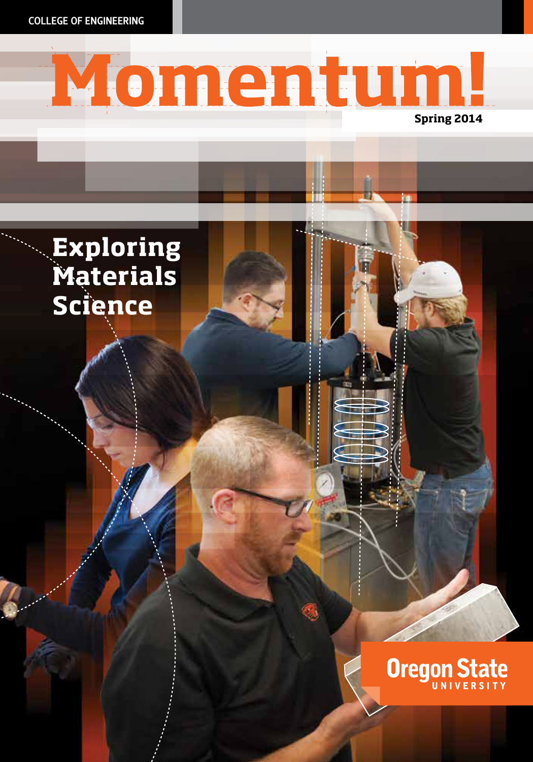COLLEGE OF ENGINEERING

# Momentum!

Spring 2014

## Exploring Materials Science

Oregon State UNIVERSITY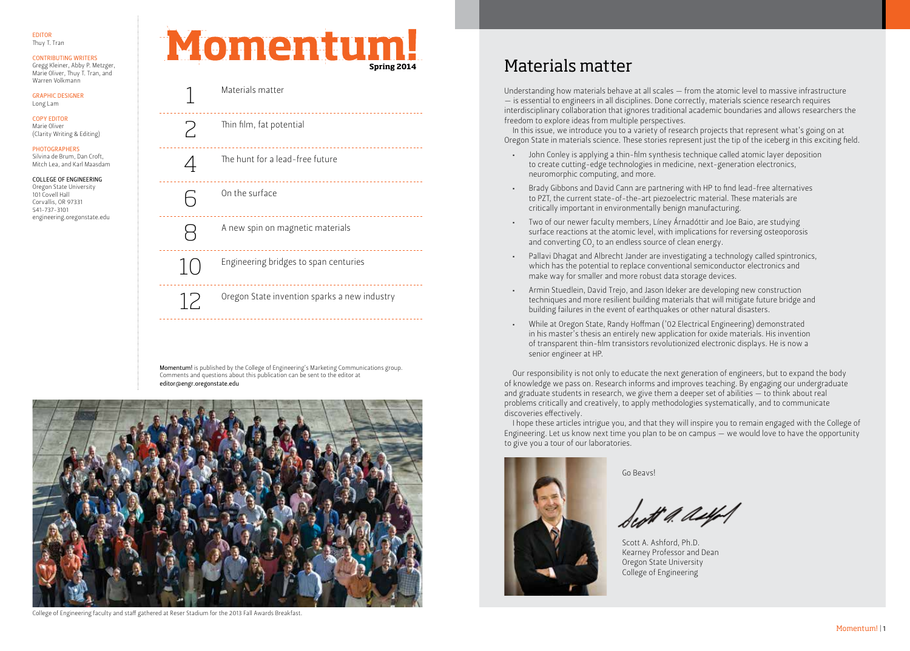EDITOR
Thuy T. Tran

CONTRIBUTING WRITERS
Gregg Kleiner, Abby P. Metzger, Marie Oliver, Thuy T. Tran, and Warren Volkmann

GRAPHIC DESIGNER
Long Lam

COPY EDITOR
Marie Oliver
(Clarity Writing & Editing)

PHOTOGRAPHERS
Silvina de Brum, Dan Croft, Mitch Lea, and Karl Maasdam

COLLEGE OF ENGINEERING
Oregon State University
101 Covell Hall
Corvallis, OR 97331
541-737-3101
engineering.oregonstate.edu

# Momentum!

**Spring 2014**

| | |
|---|---|
| 1 | Materials matter |
| 2 | Thin film, fat potential |
| 4 | The hunt for a lead-free future |
| 6 | On the surface |
| 8 | A new spin on magnetic materials |
| 10 | Engineering bridges to span centuries |
| 12 | Oregon State invention sparks a new industry |

**Momentum!** is published by the College of Engineering's Marketing Communications group. Comments and questions about this publication can be sent to the editor at editor@engr.oregonstate.edu

College of Engineering faculty and staff gathered at Reser Stadium for the 2013 Fall Awards Breakfast.

# Materials matter

Understanding how materials behave at all scales — from the atomic level to massive infrastructure — is essential to engineers in all disciplines. Done correctly, materials science research requires interdisciplinary collaboration that ignores traditional academic boundaries and allows researchers the freedom to explore ideas from multiple perspectives.

In this issue, we introduce you to a variety of research projects that represent what's going on at Oregon State in materials science. These stories represent just the tip of the iceberg in this exciting field.

- John Conley is applying a thin-film synthesis technique called atomic layer deposition to create cutting-edge technologies in medicine, next-generation electronics, neuromorphic computing, and more.
- Brady Gibbons and David Cann are partnering with HP to find lead-free alternatives to PZT, the current state-of-the-art piezoelectric material. These materials are critically important in environmentally benign manufacturing.
- Two of our newer faculty members, Líney Árnadóttir and Joe Baio, are studying surface reactions at the atomic level, with implications for reversing osteoporosis and converting $CO_2$ to an endless source of clean energy.
- Pallavi Dhagat and Albrecht Jander are investigating a technology called spintronics, which has the potential to replace conventional semiconductor electronics and make way for smaller and more robust data storage devices.
- Armin Stuedlein, David Trejo, and Jason Ideker are developing new construction techniques and more resilient building materials that will mitigate future bridge and building failures in the event of earthquakes or other natural disasters.
- While at Oregon State, Randy Hoffman ('02 Electrical Engineering) demonstrated in his master's thesis an entirely new application for oxide materials. His invention of transparent thin-film transistors revolutionized electronic displays. He is now a senior engineer at HP.

Our responsibility is not only to educate the next generation of engineers, but to expand the body of knowledge we pass on. Research informs and improves teaching. By engaging our undergraduate and graduate students in research, we give them a deeper set of abilities — to think about real problems critically and creatively, to apply methodologies systematically, and to communicate discoveries effectively.

I hope these articles intrigue you, and that they will inspire you to remain engaged with the College of Engineering. Let us know next time you plan to be on campus — we would love to have the opportunity to give you a tour of our laboratories.

Go Beavs!

Scott A. Ashford, Ph.D.
Kearney Professor and Dean
Oregon State University
College of Engineering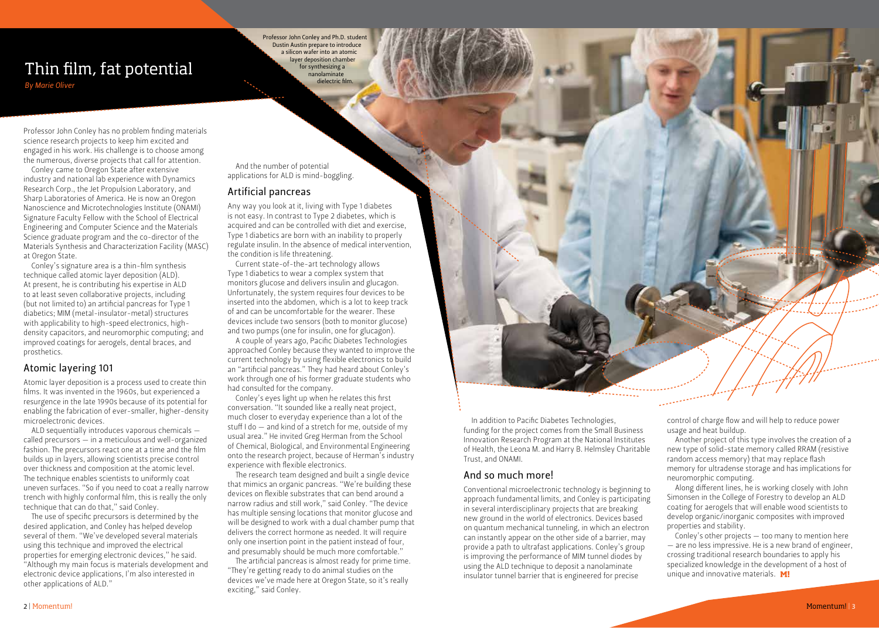# Thin film, fat potential

*By Marie Oliver*

Professor John Conley and Ph.D. student Dustin Austin prepare to introduce a silicon wafer into an atomic layer deposition chamber for synthesizing a nanolaminate dielectric film.

Professor John Conley has no problem finding materials science research projects to keep him excited and engaged in his work. His challenge is to choose among the numerous, diverse projects that call for attention.

Conley came to Oregon State after extensive industry and national lab experience with Dynamics Research Corp., the Jet Propulsion Laboratory, and Sharp Laboratories of America. He is now an Oregon Nanoscience and Microtechnologies Institute (ONAMI) Signature Faculty Fellow with the School of Electrical Engineering and Computer Science and the Materials Science graduate program and the co-director of the Materials Synthesis and Characterization Facility (MASC) at Oregon State.

Conley's signature area is a thin-film synthesis technique called atomic layer deposition (ALD). At present, he is contributing his expertise in ALD to at least seven collaborative projects, including (but not limited to) an artificial pancreas for Type 1 diabetics; MIM (metal-insulator-metal) structures with applicability to high-speed electronics, high-density capacitors, and neuromorphic computing; and improved coatings for aerogels, dental braces, and prosthetics.

## Atomic layering 101

Atomic layer deposition is a process used to create thin films. It was invented in the 1960s, but experienced a resurgence in the late 1990s because of its potential for enabling the fabrication of ever-smaller, higher-density microelectronic devices.

ALD sequentially introduces vaporous chemicals — called precursors — in a meticulous and well-organized fashion. The precursors react one at a time and the film builds up in layers, allowing scientists precise control over thickness and composition at the atomic level. The technique enables scientists to uniformly coat uneven surfaces. "So if you need to coat a really narrow trench with highly conformal film, this is really the only technique that can do that," said Conley.

The use of specific precursors is determined by the desired application, and Conley has helped develop several of them. "We've developed several materials using this technique and improved the electrical properties for emerging electronic devices," he said. "Although my main focus is materials development and electronic device applications, I'm also interested in other applications of ALD."

And the number of potential applications for ALD is mind-boggling.

## Artificial pancreas

Any way you look at it, living with Type 1 diabetes is not easy. In contrast to Type 2 diabetes, which is acquired and can be controlled with diet and exercise, Type 1 diabetics are born with an inability to properly regulate insulin. In the absence of medical intervention, the condition is life threatening.

Current state-of-the-art technology allows Type 1 diabetics to wear a complex system that monitors glucose and delivers insulin and glucagon. Unfortunately, the system requires four devices to be inserted into the abdomen, which is a lot to keep track of and can be uncomfortable for the wearer. These devices include two sensors (both to monitor glucose) and two pumps (one for insulin, one for glucagon).

A couple of years ago, Pacific Diabetes Technologies approached Conley because they wanted to improve the current technology by using flexible electronics to build an "artificial pancreas." They had heard about Conley's work through one of his former graduate students who had consulted for the company.

Conley's eyes light up when he relates this first conversation. "It sounded like a really neat project, much closer to everyday experience than a lot of the stuff I do — and kind of a stretch for me, outside of my usual area." He invited Greg Herman from the School of Chemical, Biological, and Environmental Engineering onto the research project, because of Herman's industry experience with flexible electronics.

The research team designed and built a single device that mimics an organic pancreas. "We're building these devices on flexible substrates that can bend around a narrow radius and still work," said Conley. "The device has multiple sensing locations that monitor glucose and will be designed to work with a dual chamber pump that delivers the correct hormone as needed. It will require only one insertion point in the patient instead of four, and presumably should be much more comfortable."

The artificial pancreas is almost ready for prime time. "They're getting ready to do animal studies on the devices we've made here at Oregon State, so it's really exciting," said Conley.

In addition to Pacific Diabetes Technologies, funding for the project comes from the Small Business Innovation Research Program at the National Institutes of Health, the Leona M. and Harry B. Helmsley Charitable Trust, and ONAMI.

## And so much more!

Conventional microelectronic technology is beginning to approach fundamental limits, and Conley is participating in several interdisciplinary projects that are breaking new ground in the world of electronics. Devices based on quantum mechanical tunneling, in which an electron can instantly appear on the other side of a barrier, may provide a path to ultrafast applications. Conley's group is improving the performance of MIM tunnel diodes by using the ALD technique to deposit a nanolaminate insulator tunnel barrier that is engineered for precise control of charge flow and will help to reduce power usage and heat buildup.

Another project of this type involves the creation of a new type of solid-state memory called RRAM (resistive random access memory) that may replace flash memory for ultradense storage and has implications for neuromorphic computing.

Along different lines, he is working closely with John Simonsen in the College of Forestry to develop an ALD coating for aerogels that will enable wood scientists to develop organic/inorganic composites with improved properties and stability.

Conley's other projects — too many to mention here — are no less impressive. He is a new brand of engineer, crossing traditional research boundaries to apply his specialized knowledge in the development of a host of unique and innovative materials. **M!**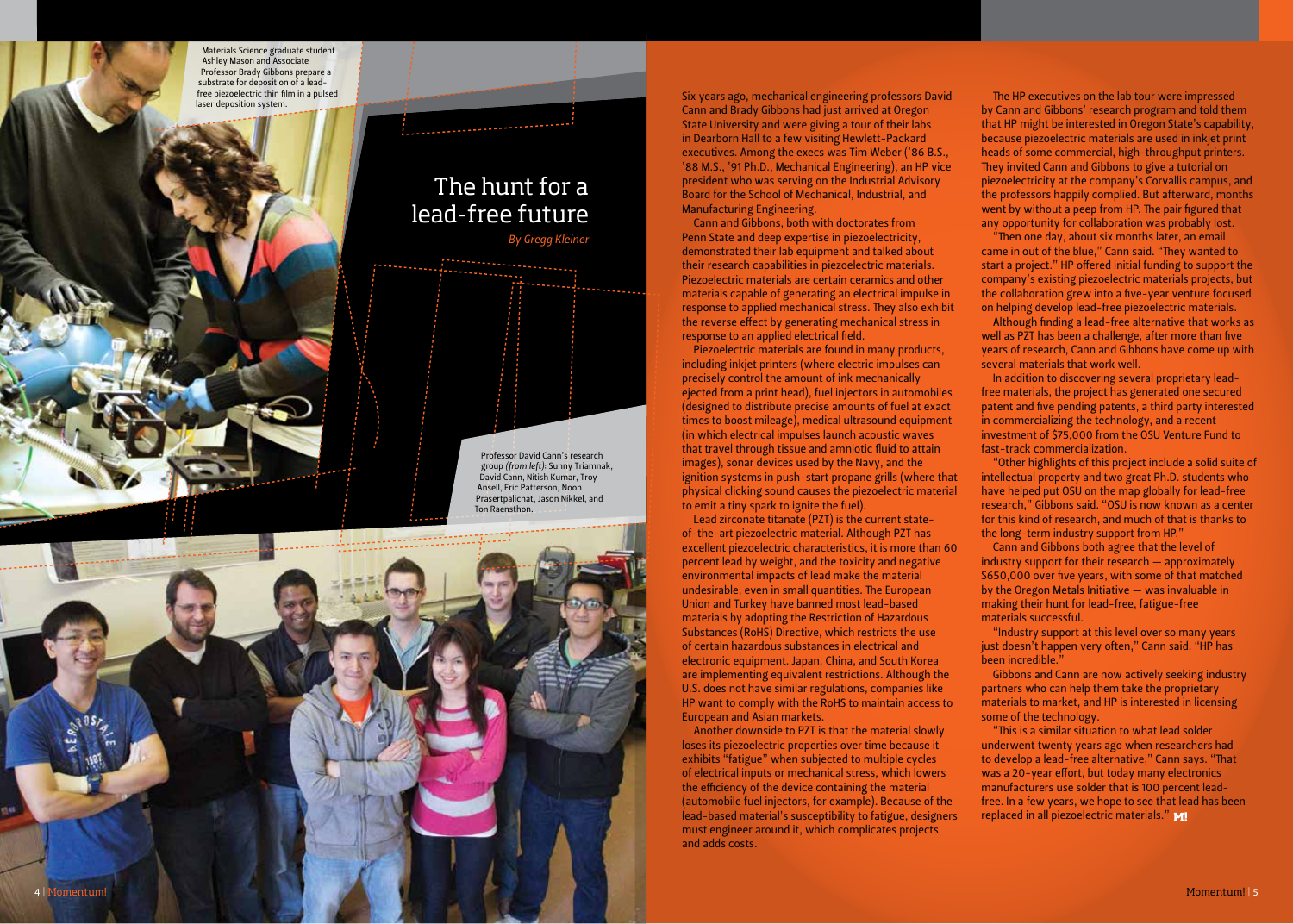Materials Science graduate student Ashley Mason and Associate Professor Brady Gibbons prepare a substrate for deposition of a lead-free piezoelectric thin film in a pulsed laser deposition system.

# The hunt for a lead-free future

*By Gregg Kleiner*

Professor David Cann's research group *(from left)*: Sunny Triamnak, David Cann, Nitish Kumar, Troy Ansell, Eric Patterson, Noon Prasertpalichat, Jason Nikkel, and Ton Raensthon.

Six years ago, mechanical engineering professors David Cann and Brady Gibbons had just arrived at Oregon State University and were giving a tour of their labs in Dearborn Hall to a few visiting Hewlett-Packard executives. Among the execs was Tim Weber ('86 B.S., '88 M.S., '91 Ph.D., Mechanical Engineering), an HP vice president who was serving on the Industrial Advisory Board for the School of Mechanical, Industrial, and Manufacturing Engineering.

Cann and Gibbons, both with doctorates from Penn State and deep expertise in piezoelectricity, demonstrated their lab equipment and talked about their research capabilities in piezoelectric materials. Piezoelectric materials are certain ceramics and other materials capable of generating an electrical impulse in response to applied mechanical stress. They also exhibit the reverse effect by generating mechanical stress in response to an applied electrical field.

Piezoelectric materials are found in many products, including inkjet printers (where electric impulses can precisely control the amount of ink mechanically ejected from a print head), fuel injectors in automobiles (designed to distribute precise amounts of fuel at exact times to boost mileage), medical ultrasound equipment (in which electrical impulses launch acoustic waves that travel through tissue and amniotic fluid to attain images), sonar devices used by the Navy, and the ignition systems in push-start propane grills (where that physical clicking sound causes the piezoelectric material to emit a tiny spark to ignite the fuel).

Lead zirconate titanate (PZT) is the current state-of-the-art piezoelectric material. Although PZT has excellent piezoelectric characteristics, it is more than 60 percent lead by weight, and the toxicity and negative environmental impacts of lead make the material undesirable, even in small quantities. The European Union and Turkey have banned most lead-based materials by adopting the Restriction of Hazardous Substances (RoHS) Directive, which restricts the use of certain hazardous substances in electrical and electronic equipment. Japan, China, and South Korea are implementing equivalent restrictions. Although the U.S. does not have similar regulations, companies like HP want to comply with the RoHS to maintain access to European and Asian markets.

Another downside to PZT is that the material slowly loses its piezoelectric properties over time because it exhibits "fatigue" when subjected to multiple cycles of electrical inputs or mechanical stress, which lowers the efficiency of the device containing the material (automobile fuel injectors, for example). Because of the lead-based material's susceptibility to fatigue, designers must engineer around it, which complicates projects and adds costs.

The HP executives on the lab tour were impressed by Cann and Gibbons' research program and told them that HP might be interested in Oregon State's capability, because piezoelectric materials are used in inkjet print heads of some commercial, high-throughput printers. They invited Cann and Gibbons to give a tutorial on piezoelectricity at the company's Corvallis campus, and the professors happily complied. But afterward, months went by without a peep from HP. The pair figured that any opportunity for collaboration was probably lost.

"Then one day, about six months later, an email came in out of the blue," Cann said. "They wanted to start a project." HP offered initial funding to support the company's existing piezoelectric materials projects, but the collaboration grew into a five-year venture focused on helping develop lead-free piezoelectric materials.

Although finding a lead-free alternative that works as well as PZT has been a challenge, after more than five years of research, Cann and Gibbons have come up with several materials that work well.

In addition to discovering several proprietary lead-free materials, the project has generated one secured patent and five pending patents, a third party interested in commercializing the technology, and a recent investment of $75,000 from the OSU Venture Fund to fast-track commercialization.

"Other highlights of this project include a solid suite of intellectual property and two great Ph.D. students who have helped put OSU on the map globally for lead-free research," Gibbons said. "OSU is now known as a center for this kind of research, and much of that is thanks to the long-term industry support from HP."

Cann and Gibbons both agree that the level of industry support for their research — approximately $650,000 over five years, with some of that matched by the Oregon Metals Initiative — was invaluable in making their hunt for lead-free, fatigue-free materials successful.

"Industry support at this level over so many years just doesn't happen very often," Cann said. "HP has been incredible."

Gibbons and Cann are now actively seeking industry partners who can help them take the proprietary materials to market, and HP is interested in licensing some of the technology.

"This is a similar situation to what lead solder underwent twenty years ago when researchers had to develop a lead-free alternative," Cann says. "That was a 20-year effort, but today many electronics manufacturers use solder that is 100 percent lead-free. In a few years, we hope to see that lead has been replaced in all piezoelectric materials." **M!**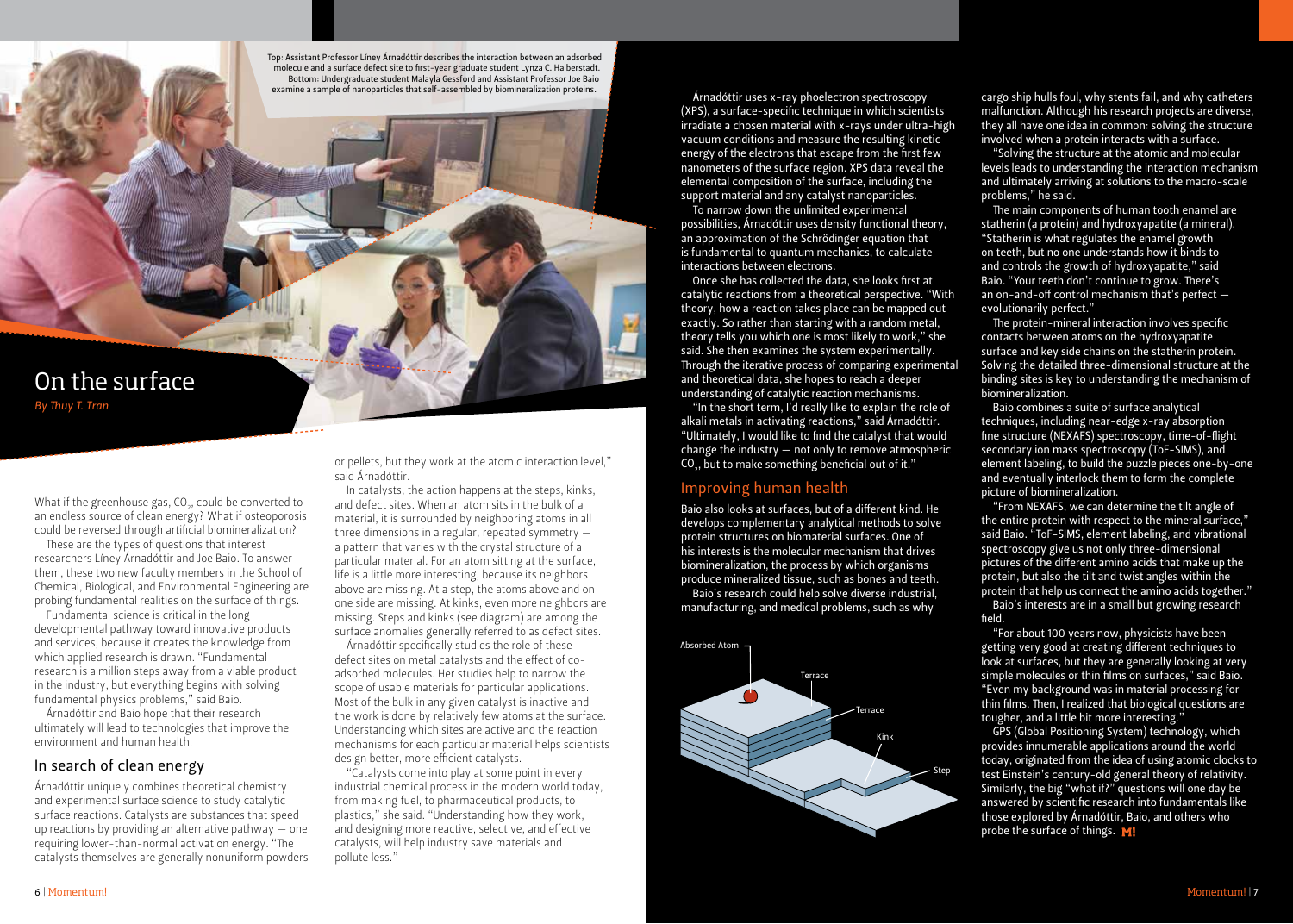Top: Assistant Professor Líney Árnadóttir describes the interaction between an adsorbed molecule and a surface defect site to first-year graduate student Lynza C. Halberstadt. Bottom: Undergraduate student Malayla Gessford and Assistant Professor Joe Baio examine a sample of nanoparticles that self-assembled by biomineralization proteins.

# On the surface

*By Thuy T. Tran*

What if the greenhouse gas, $CO_2$, could be converted to an endless source of clean energy? What if osteoporosis could be reversed through artificial biomineralization?

These are the types of questions that interest researchers Líney Árnadóttir and Joe Baio. To answer them, these two new faculty members in the School of Chemical, Biological, and Environmental Engineering are probing fundamental realities on the surface of things.

Fundamental science is critical in the long developmental pathway toward innovative products and services, because it creates the knowledge from which applied research is drawn. "Fundamental research is a million steps away from a viable product in the industry, but everything begins with solving fundamental physics problems," said Baio.

Árnadóttir and Baio hope that their research ultimately will lead to technologies that improve the environment and human health.

## In search of clean energy

Árnadóttir uniquely combines theoretical chemistry and experimental surface science to study catalytic surface reactions. Catalysts are substances that speed up reactions by providing an alternative pathway — one requiring lower-than-normal activation energy. "The catalysts themselves are generally nonuniform powders or pellets, but they work at the atomic interaction level," said Árnadóttir.

In catalysts, the action happens at the steps, kinks, and defect sites. When an atom sits in the bulk of a material, it is surrounded by neighboring atoms in all three dimensions in a regular, repeated symmetry — a pattern that varies with the crystal structure of a particular material. For an atom sitting at the surface, life is a little more interesting, because its neighbors above are missing. At a step, the atoms above and on one side are missing. At kinks, even more neighbors are missing. Steps and kinks (see diagram) are among the surface anomalies generally referred to as defect sites.

Árnadóttir specifically studies the role of these defect sites on metal catalysts and the effect of co-adsorbed molecules. Her studies help to narrow the scope of usable materials for particular applications. Most of the bulk in any given catalyst is inactive and the work is done by relatively few atoms at the surface. Understanding which sites are active and the reaction mechanisms for each particular material helps scientists design better, more efficient catalysts.

"Catalysts come into play at some point in every industrial chemical process in the modern world today, from making fuel, to pharmaceutical products, to plastics," she said. "Understanding how they work, and designing more reactive, selective, and effective catalysts, will help industry save materials and pollute less."

Árnadóttir uses x-ray phoelectron spectroscopy (XPS), a surface-specific technique in which scientists irradiate a chosen material with x-rays under ultra-high vacuum conditions and measure the resulting kinetic energy of the electrons that escape from the first few nanometers of the surface region. XPS data reveal the elemental composition of the surface, including the support material and any catalyst nanoparticles.

To narrow down the unlimited experimental possibilities, Árnadóttir uses density functional theory, an approximation of the Schrödinger equation that is fundamental to quantum mechanics, to calculate interactions between electrons.

Once she has collected the data, she looks first at catalytic reactions from a theoretical perspective. "With theory, how a reaction takes place can be mapped out exactly. So rather than starting with a random metal, theory tells you which one is most likely to work," she said. She then examines the system experimentally. Through the iterative process of comparing experimental and theoretical data, she hopes to reach a deeper understanding of catalytic reaction mechanisms.

"In the short term, I'd really like to explain the role of alkali metals in activating reactions," said Árnadóttir. "Ultimately, I would like to find the catalyst that would change the industry — not only to remove atmospheric $CO_2$, but to make something beneficial out of it."

## Improving human health

Baio also looks at surfaces, but of a different kind. He develops complementary analytical methods to solve protein structures on biomaterial surfaces. One of his interests is the molecular mechanism that drives biomineralization, the process by which organisms produce mineralized tissue, such as bones and teeth.

Baio's research could help solve diverse industrial, manufacturing, and medical problems, such as why cargo ship hulls foul, why stents fail, and why catheters malfunction. Although his research projects are diverse, they all have one idea in common: solving the structure involved when a protein interacts with a surface.

Absorbed Atom — Terrace — Terrace — Kink — Step

"Solving the structure at the atomic and molecular levels leads to understanding the interaction mechanism and ultimately arriving at solutions to the macro-scale problems," he said.

The main components of human tooth enamel are statherin (a protein) and hydroxyapatite (a mineral). "Statherin is what regulates the enamel growth on teeth, but no one understands how it binds to and controls the growth of hydroxyapatite," said Baio. "Your teeth don't continue to grow. There's an on-and-off control mechanism that's perfect — evolutionarily perfect."

The protein-mineral interaction involves specific contacts between atoms on the hydroxyapatite surface and key side chains on the statherin protein. Solving the detailed three-dimensional structure at the binding sites is key to understanding the mechanism of biomineralization.

Baio combines a suite of surface analytical techniques, including near-edge x-ray absorption fine structure (NEXAFS) spectroscopy, time-of-flight secondary ion mass spectroscopy (ToF-SIMS), and element labeling, to build the puzzle pieces one-by-one and eventually interlock them to form the complete picture of biomineralization.

"From NEXAFS, we can determine the tilt angle of the entire protein with respect to the mineral surface," said Baio. "ToF-SIMS, element labeling, and vibrational spectroscopy give us not only three-dimensional pictures of the different amino acids that make up the protein, but also the tilt and twist angles within the protein that help us connect the amino acids together."

Baio's interests are in a small but growing research field.

"For about 100 years now, physicists have been getting very good at creating different techniques to look at surfaces, but they are generally looking at very simple molecules or thin films on surfaces," said Baio. "Even my background was in material processing for thin films. Then, I realized that biological questions are tougher, and a little bit more interesting."

GPS (Global Positioning System) technology, which provides innumerable applications around the world today, originated from the idea of using atomic clocks to test Einstein's century-old general theory of relativity. Similarly, the big "what if?" questions will one day be answered by scientific research into fundamentals like those explored by Árnadóttir, Baio, and others who probe the surface of things. **M!**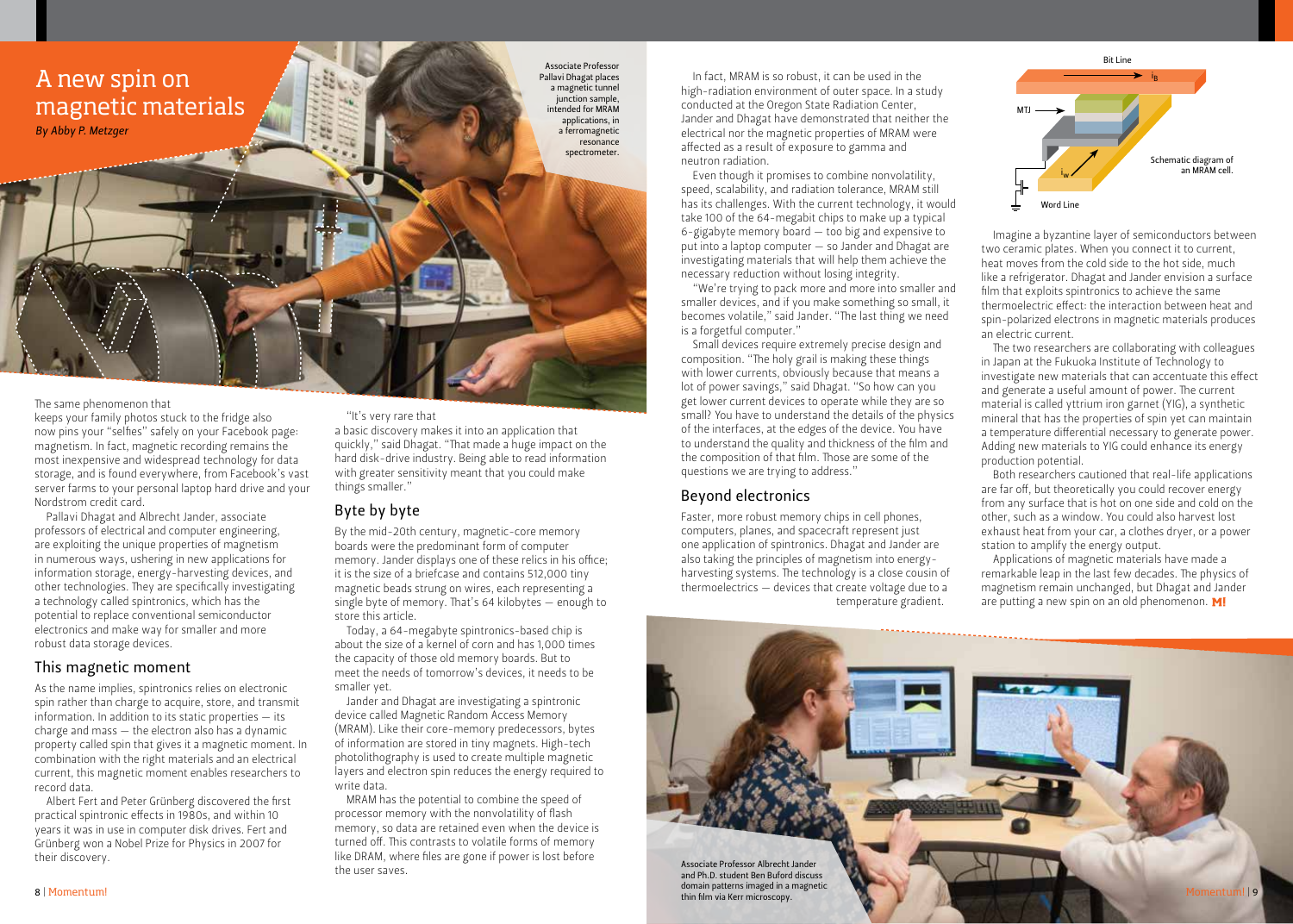# A new spin on magnetic materials

*By Abby P. Metzger*

Associate Professor Pallavi Dhagat places a magnetic tunnel junction sample, intended for MRAM applications, in a ferromagnetic resonance spectrometer.

The same phenomenon that keeps your family photos stuck to the fridge also now pins your "selfies" safely on your Facebook page: magnetism. In fact, magnetic recording remains the most inexpensive and widespread technology for data storage, and is found everywhere, from Facebook's vast server farms to your personal laptop hard drive and your Nordstrom credit card.

Pallavi Dhagat and Albrecht Jander, associate professors of electrical and computer engineering, are exploiting the unique properties of magnetism in numerous ways, ushering in new applications for information storage, energy-harvesting devices, and other technologies. They are specifically investigating a technology called spintronics, which has the potential to replace conventional semiconductor electronics and make way for smaller and more robust data storage devices.

## This magnetic moment

As the name implies, spintronics relies on electronic spin rather than charge to acquire, store, and transmit information. In addition to its static properties — its charge and mass — the electron also has a dynamic property called spin that gives it a magnetic moment. In combination with the right materials and an electrical current, this magnetic moment enables researchers to record data.

Albert Fert and Peter Grünberg discovered the first practical spintronic effects in 1980s, and within 10 years it was in use in computer disk drives. Fert and Grünberg won a Nobel Prize for Physics in 2007 for their discovery.

"It's very rare that a basic discovery makes it into an application that quickly," said Dhagat. "That made a huge impact on the hard disk-drive industry. Being able to read information with greater sensitivity meant that you could make things smaller."

## Byte by byte

By the mid-20th century, magnetic-core memory boards were the predominant form of computer memory. Jander displays one of these relics in his office; it is the size of a briefcase and contains 512,000 tiny magnetic beads strung on wires, each representing a single byte of memory. That's 64 kilobytes — enough to store this article.

Today, a 64-megabyte spintronics-based chip is about the size of a kernel of corn and has 1,000 times the capacity of those old memory boards. But to meet the needs of tomorrow's devices, it needs to be smaller yet.

Jander and Dhagat are investigating a spintronic device called Magnetic Random Access Memory (MRAM). Like their core-memory predecessors, bytes of information are stored in tiny magnets. High-tech photolithography is used to create multiple magnetic layers and electron spin reduces the energy required to write data.

MRAM has the potential to combine the speed of processor memory with the nonvolatility of flash memory, so data are retained even when the device is turned off. This contrasts to volatile forms of memory like DRAM, where files are gone if power is lost before the user saves.

In fact, MRAM is so robust, it can be used in the high-radiation environment of outer space. In a study conducted at the Oregon State Radiation Center, Jander and Dhagat have demonstrated that neither the electrical nor the magnetic properties of MRAM were affected as a result of exposure to gamma and neutron radiation.

Even though it promises to combine nonvolatility, speed, scalability, and radiation tolerance, MRAM still has its challenges. With the current technology, it would take 100 of the 64-megabit chips to make up a typical 6-gigabyte memory board — too big and expensive to put into a laptop computer — so Jander and Dhagat are investigating materials that will help them achieve the necessary reduction without losing integrity.

"We're trying to pack more and more into smaller and smaller devices, and if you make something so small, it becomes volatile," said Jander. "The last thing we need is a forgetful computer."

Small devices require extremely precise design and composition. "The holy grail is making these things with lower currents, obviously because that means a lot of power savings," said Dhagat. "So how can you get lower current devices to operate while they are so small? You have to understand the details of the physics of the interfaces, at the edges of the device. You have to understand the quality and thickness of the film and the composition of that film. Those are some of the questions we are trying to address."

## Beyond electronics

Faster, more robust memory chips in cell phones, computers, planes, and spacecraft represent just one application of spintronics. Dhagat and Jander are also taking the principles of magnetism into energy-harvesting systems. The technology is a close cousin of thermoelectrics — devices that create voltage due to a temperature gradient.

Bit Line, $i_B$, MTJ, $i_W$, Word Line

Schematic diagram of an MRAM cell.

Imagine a byzantine layer of semiconductors between two ceramic plates. When you connect it to current, heat moves from the cold side to the hot side, much like a refrigerator. Dhagat and Jander envision a surface film that exploits spintronics to achieve the same thermoelectric effect: the interaction between heat and spin-polarized electrons in magnetic materials produces an electric current.

The two researchers are collaborating with colleagues in Japan at the Fukuoka Institute of Technology to investigate new materials that can accentuate this effect and generate a useful amount of power. The current material is called yttrium iron garnet (YIG), a synthetic mineral that has the properties of spin yet can maintain a temperature differential necessary to generate power. Adding new materials to YIG could enhance its energy production potential.

Both researchers cautioned that real-life applications are far off, but theoretically you could recover energy from any surface that is hot on one side and cold on the other, such as a window. You could also harvest lost exhaust heat from your car, a clothes dryer, or a power station to amplify the energy output.

Applications of magnetic materials have made a remarkable leap in the last few decades. The physics of magnetism remain unchanged, but Dhagat and Jander are putting a new spin on an old phenomenon. **M!**

Associate Professor Albrecht Jander and Ph.D. student Ben Buford discuss domain patterns imaged in a magnetic thin film via Kerr microscopy.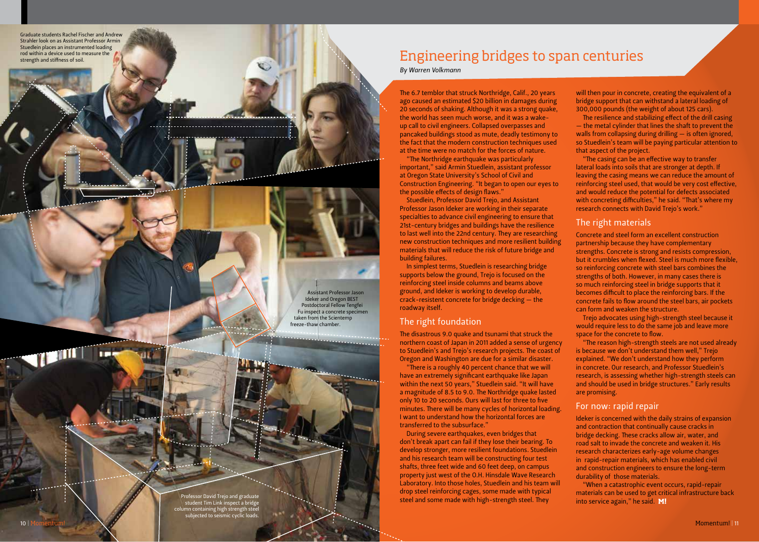# Engineering bridges to span centuries

*By Warren Volkmann*

Graduate students Rachel Fischer and Andrew Strahler look on as Assistant Professor Armin Stuedlein places an instrumented loading rod within a device used to measure the strength and stiffness of soil.

Assistant Professor Jason Ideker and Oregon BEST Postdoctoral Fellow Tengfei Fu inspect a concrete specimen taken from the Scientemp freeze-thaw chamber.

Professor David Trejo and graduate student Tim Link inspect a bridge column containing high strength steel subjected to seismic cyclic loads.

The 6.7 temblor that struck Northridge, Calif., 20 years ago caused an estimated $20 billion in damages during 20 seconds of shaking. Although it was a strong quake, the world has seen much worse, and it was a wake-up call to civil engineers. Collapsed overpasses and pancaked buildings stood as mute, deadly testimony to the fact that the modern construction techniques used at the time were no match for the forces of nature.

"The Northridge earthquake was particularly important," said Armin Stuedlein, assistant professor at Oregon State University's School of Civil and Construction Engineering. "It began to open our eyes to the possible effects of design flaws."

Stuedlein, Professor David Trejo, and Assistant Professor Jason Ideker are working in their separate specialties to advance civil engineering to ensure that 21st-century bridges and buildings have the resilience to last well into the 22nd century. They are researching new construction techniques and more resilient building materials that will reduce the risk of future bridge and building failures.

In simplest terms, Stuedlein is researching bridge supports below the ground, Trejo is focused on the reinforcing steel inside columns and beams above ground, and Ideker is working to develop durable, crack-resistent concrete for bridge decking — the roadway itself.

## The right foundation

The disastrous 9.0 quake and tsunami that struck the northern coast of Japan in 2011 added a sense of urgency to Stuedlein's and Trejo's research projects. The coast of Oregon and Washington are due for a similar disaster.

"There is a roughly 40 percent chance that we will have an extremely significant earthquake like Japan within the next 50 years," Stuedlein said. "It will have a magnitude of 8.5 to 9.0. The Northridge quake lasted only 10 to 20 seconds. Ours will last for three to five minutes. There will be many cycles of horizontal loading. I want to understand how the horizontal forces are transferred to the subsurface."

During severe earthquakes, even bridges that don't break apart can fail if they lose their bearing. To develop stronger, more resilient foundations. Stuedlein and his research team will be constructing four test shafts, three feet wide and 60 feet deep, on campus property just west of the O.H. Hinsdale Wave Research Laboratory. Into those holes, Stuedlein and his team will drop steel reinforcing cages, some made with typical steel and some made with high-strength steel. They will then pour in concrete, creating the equivalent of a bridge support that can withstand a lateral loading of 300,000 pounds (the weight of about 125 cars).

The resilience and stabilizing effect of the drill casing — the metal cylinder that lines the shaft to prevent the walls from collapsing during drilling — is often ignored, so Stuedlein's team will be paying particular attention to that aspect of the project.

"The casing can be an effective way to transfer lateral loads into soils that are stronger at depth. If leaving the casing means we can reduce the amount of reinforcing steel used, that would be very cost effective, and would reduce the potential for defects associated with concreting difficulties," he said. "That's where my research connects with David Trejo's work."

## The right materials

Concrete and steel form an excellent construction partnership because they have complementary strengths. Concrete is strong and resists compression, but it crumbles when flexed. Steel is much more flexible, so reinforcing concrete with steel bars combines the strengths of both. However, in many cases there is so much reinforcing steel in bridge supports that it becomes difficult to place the reinforcing bars. If the concrete fails to flow around the steel bars, air pockets can form and weaken the structure.

Trejo advocates using high-strength steel because it would require less to do the same job and leave more space for the concrete to flow.

"The reason high-strength steels are not used already is because we don't understand them well," Trejo explained. "We don't understand how they perform in concrete. Our research, and Professor Stuedlein's research, is assessing whether high-strength steels can and should be used in bridge structures." Early results are promising.

## For now: rapid repair

Ideker is concerned with the daily strains of expansion and contraction that continually cause cracks in bridge decking. These cracks allow air, water, and road salt to invade the concrete and weaken it. His research characterizes early-age volume changes in rapid-repair materials, which has enabled civil and construction engineers to ensure the long-term durability of those materials.

"When a catastrophic event occurs, rapid-repair materials can be used to get critical infrastructure back into service again," he said. **M!**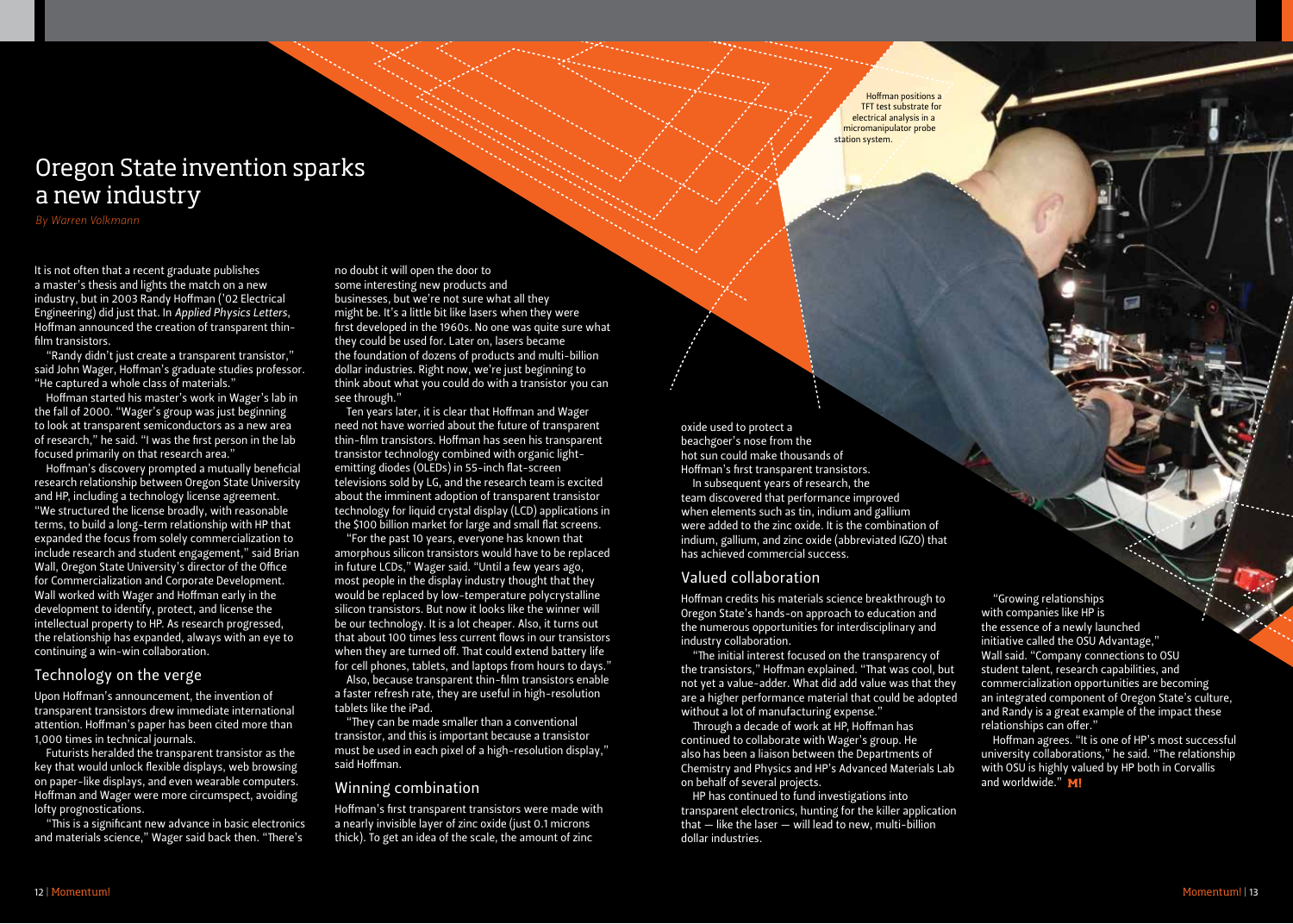# Oregon State invention sparks a new industry

*By Warren Volkmann*

It is not often that a recent graduate publishes a master's thesis and lights the match on a new industry, but in 2003 Randy Hoffman ('02 Electrical Engineering) did just that. In *Applied Physics Letters*, Hoffman announced the creation of transparent thin-film transistors.

"Randy didn't just create a transparent transistor," said John Wager, Hoffman's graduate studies professor. "He captured a whole class of materials."

Hoffman started his master's work in Wager's lab in the fall of 2000. "Wager's group was just beginning to look at transparent semiconductors as a new area of research," he said. "I was the first person in the lab focused primarily on that research area."

Hoffman's discovery prompted a mutually beneficial research relationship between Oregon State University and HP, including a technology license agreement. "We structured the license broadly, with reasonable terms, to build a long-term relationship with HP that expanded the focus from solely commercialization to include research and student engagement," said Brian Wall, Oregon State University's director of the Office for Commercialization and Corporate Development. Wall worked with Wager and Hoffman early in the development to identify, protect, and license the intellectual property to HP. As research progressed, the relationship has expanded, always with an eye to continuing a win-win collaboration.

## Technology on the verge

Upon Hoffman's announcement, the invention of transparent transistors drew immediate international attention. Hoffman's paper has been cited more than 1,000 times in technical journals.

Futurists heralded the transparent transistor as the key that would unlock flexible displays, web browsing on paper-like displays, and even wearable computers. Hoffman and Wager were more circumspect, avoiding lofty prognostications.

"This is a significant new advance in basic electronics and materials science," Wager said back then. "There's no doubt it will open the door to some interesting new products and businesses, but we're not sure what all they might be. It's a little bit like lasers when they were first developed in the 1960s. No one was quite sure what they could be used for. Later on, lasers became the foundation of dozens of products and multi-billion dollar industries. Right now, we're just beginning to think about what you could do with a transistor you can see through."

Ten years later, it is clear that Hoffman and Wager need not have worried about the future of transparent thin-film transistors. Hoffman has seen his transparent transistor technology combined with organic light-emitting diodes (OLEDs) in 55-inch flat-screen televisions sold by LG, and the research team is excited about the imminent adoption of transparent transistor technology for liquid crystal display (LCD) applications in the $100 billion market for large and small flat screens.

"For the past 10 years, everyone has known that amorphous silicon transistors would have to be replaced in future LCDs," Wager said. "Until a few years ago, most people in the display industry thought that they would be replaced by low-temperature polycrystalline silicon transistors. But now it looks like the winner will be our technology. It is a lot cheaper. Also, it turns out that about 100 times less current flows in our transistors when they are turned off. That could extend battery life for cell phones, tablets, and laptops from hours to days."

Also, because transparent thin-film transistors enable a faster refresh rate, they are useful in high-resolution tablets like the iPad.

"They can be made smaller than a conventional transistor, and this is important because a transistor must be used in each pixel of a high-resolution display," said Hoffman.

## Winning combination

Hoffman's first transparent transistors were made with a nearly invisible layer of zinc oxide (just 0.1 microns thick). To get an idea of the scale, the amount of zinc oxide used to protect a beachgoer's nose from the hot sun could make thousands of Hoffman's first transparent transistors.

In subsequent years of research, the team discovered that performance improved when elements such as tin, indium and gallium were added to the zinc oxide. It is the combination of indium, gallium, and zinc oxide (abbreviated IGZO) that has achieved commercial success.

Hoffman positions a TFT test substrate for electrical analysis in a micromanipulator probe station system.

## Valued collaboration

Hoffman credits his materials science breakthrough to Oregon State's hands-on approach to education and the numerous opportunities for interdisciplinary and industry collaboration.

"The initial interest focused on the transparency of the transistors," Hoffman explained. "That was cool, but not yet a value-adder. What did add value was that they are a higher performance material that could be adopted without a lot of manufacturing expense."

Through a decade of work at HP, Hoffman has continued to collaborate with Wager's group. He also has been a liaison between the Departments of Chemistry and Physics and HP's Advanced Materials Lab on behalf of several projects.

HP has continued to fund investigations into transparent electronics, hunting for the killer application that — like the laser — will lead to new, multi-billion dollar industries.

"Growing relationships with companies like HP is the essence of a newly launched initiative called the OSU Advantage," Wall said. "Company connections to OSU student talent, research capabilities, and commercialization opportunities are becoming an integrated component of Oregon State's culture, and Randy is a great example of the impact these relationships can offer."

Hoffman agrees. "It is one of HP's most successful university collaborations," he said. "The relationship with OSU is highly valued by HP both in Corvallis and worldwide." **M!**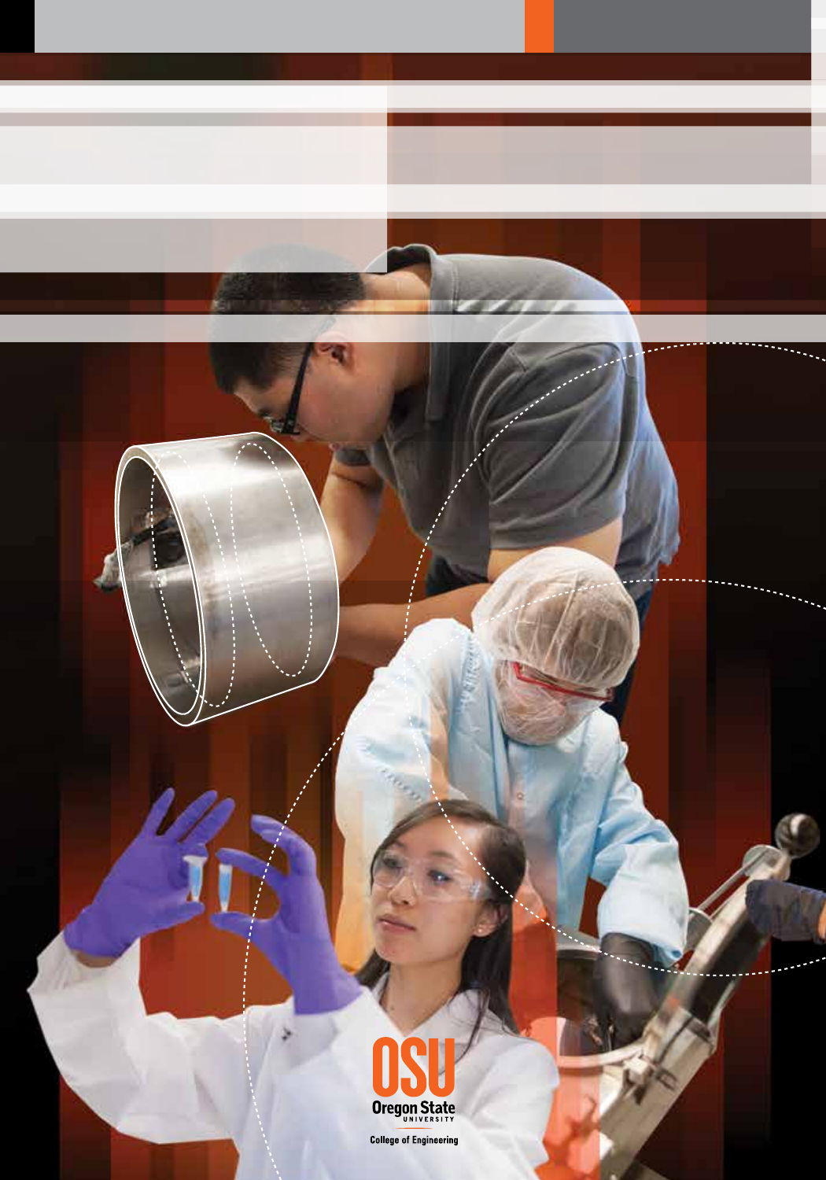OSU

Oregon State UNIVERSITY

College of Engineering